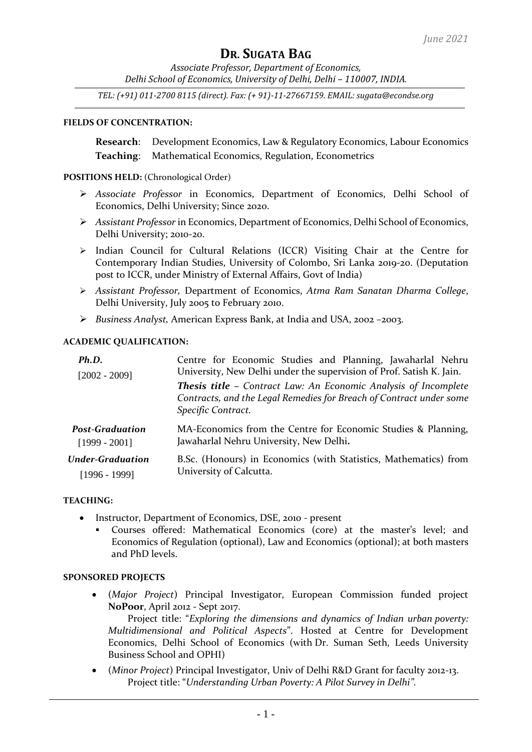*June 2021*

# DR. SUGATA BAG

*Associate Professor, Department of Economics,*
*Delhi School of Economics, University of Delhi, Delhi – 110007, INDIA.*

*TEL: (+91) 011-2700 8115 (direct). Fax: (+ 91)-11-27667159. EMAIL: sugata@econdse.org*

---

#### FIELDS OF CONCENTRATION:

**Research**: Development Economics, Law & Regulatory Economics, Labour Economics
**Teaching**: Mathematical Economics, Regulation, Econometrics

#### POSITIONS HELD: (Chronological Order)

- *Associate Professor* in Economics, Department of Economics, Delhi School of Economics, Delhi University; Since 2020.
- *Assistant Professor* in Economics, Department of Economics, Delhi School of Economics, Delhi University; 2010-20.
- Indian Council for Cultural Relations (ICCR) Visiting Chair at the Centre for Contemporary Indian Studies, University of Colombo, Sri Lanka 2019-20. (Deputation post to ICCR, under Ministry of External Affairs, Govt of India)
- *Assistant Professor,* Department of Economics, *Atma Ram Sanatan Dharma College*, Delhi University, July 2005 to February 2010.
- *Business Analyst,* American Express Bank, at India and USA, 2002 –2003.

#### ACADEMIC QUALIFICATION:

| | |
|---|---|
| ***Ph.D.*** [2002 - 2009] | Centre for Economic Studies and Planning, Jawaharlal Nehru University, New Delhi under the supervision of Prof. Satish K. Jain. ***Thesis title*** *– Contract Law: An Economic Analysis of Incomplete Contracts, and the Legal Remedies for Breach of Contract under some Specific Contract.* |
| ***Post-Graduation*** [1999 - 2001] | MA-Economics from the Centre for Economic Studies & Planning, Jawaharlal Nehru University, New Delhi**.** |
| ***Under-Graduation*** [1996 - 1999] | B.Sc. (Honours) in Economics (with Statistics, Mathematics) from University of Calcutta. |

#### TEACHING:

- Instructor, Department of Economics, DSE, 2010 - present
  - Courses offered: Mathematical Economics (core) at the master's level; and Economics of Regulation (optional), Law and Economics (optional); at both masters and PhD levels.

#### SPONSORED PROJECTS

- (*Major Project*) Principal Investigator, European Commission funded project **NoPoor**, April 2012 - Sept 2017.
  Project title: "*Exploring the dimensions and dynamics of Indian urban poverty: Multidimensional and Political Aspects*". Hosted at Centre for Development Economics, Delhi School of Economics (with Dr. Suman Seth, Leeds University Business School and OPHI)
- (*Minor Project*) Principal Investigator, Univ of Delhi R&D Grant for faculty 2012-13.
  Project title: "*Understanding Urban Poverty: A Pilot Survey in Delhi".*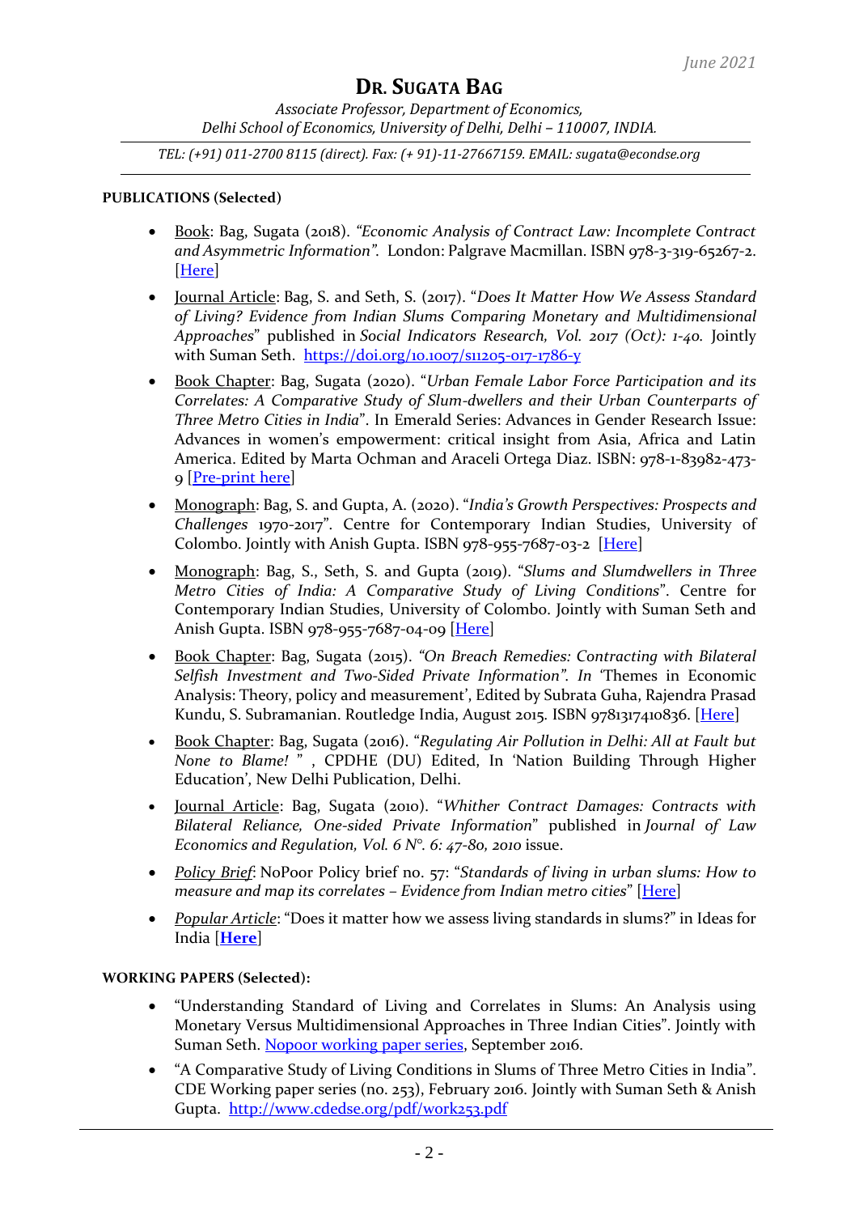June 2021

# Dr. Sugata Bag

*Associate Professor, Department of Economics,*
*Delhi School of Economics, University of Delhi, Delhi – 110007, INDIA.*

---

*TEL: (+91) 011-2700 8115 (direct). Fax: (+ 91)-11-27667159. EMAIL: sugata@econdse.org*

---

**PUBLICATIONS (Selected)**

- Book: Bag, Sugata (2018). *"Economic Analysis of Contract Law: Incomplete Contract and Asymmetric Information".* London: Palgrave Macmillan. ISBN 978-3-319-65267-2. [Here]
- Journal Article: Bag, S. and Seth, S. (2017). "*Does It Matter How We Assess Standard of Living? Evidence from Indian Slums Comparing Monetary and Multidimensional Approaches*" published in *Social Indicators Research, Vol. 2017 (Oct): 1-40.* Jointly with Suman Seth. https://doi.org/10.1007/s11205-017-1786-y
- Book Chapter: Bag, Sugata (2020). "*Urban Female Labor Force Participation and its Correlates: A Comparative Study of Slum-dwellers and their Urban Counterparts of Three Metro Cities in India*". In Emerald Series: Advances in Gender Research Issue: Advances in women's empowerment: critical insight from Asia, Africa and Latin America. Edited by Marta Ochman and Araceli Ortega Diaz. ISBN: 978-1-83982-473-9 [Pre-print here]
- Monograph: Bag, S. and Gupta, A. (2020). "*India's Growth Perspectives: Prospects and Challenges* 1970-2017". Centre for Contemporary Indian Studies, University of Colombo. Jointly with Anish Gupta. ISBN 978-955-7687-03-2 [Here]
- Monograph: Bag, S., Seth, S. and Gupta (2019). "*Slums and Slumdwellers in Three Metro Cities of India: A Comparative Study of Living Conditions*". Centre for Contemporary Indian Studies, University of Colombo. Jointly with Suman Seth and Anish Gupta. ISBN 978-955-7687-04-09 [Here]
- Book Chapter: Bag, Sugata (2015). *"On Breach Remedies: Contracting with Bilateral Selfish Investment and Two-Sided Private Information". In* 'Themes in Economic Analysis: Theory, policy and measurement', Edited by Subrata Guha, Rajendra Prasad Kundu, S. Subramanian. Routledge India, August 2015. ISBN 9781317410836. [Here]
- Book Chapter: Bag, Sugata (2016). "*Regulating Air Pollution in Delhi: All at Fault but None to Blame!* " , CPDHE (DU) Edited, In 'Nation Building Through Higher Education', New Delhi Publication, Delhi.
- Journal Article: Bag, Sugata (2010). "*Whither Contract Damages: Contracts with Bilateral Reliance, One-sided Private Information*" published in *Journal of Law Economics and Regulation, Vol. 6 N°. 6: 47-80, 2010* issue.
- *Policy Brief*: NoPoor Policy brief no. 57: "*Standards of living in urban slums: How to measure and map its correlates – Evidence from Indian metro cities*" [Here]
- *Popular Article*: "Does it matter how we assess living standards in slums?" in Ideas for India [**Here**]

**WORKING PAPERS (Selected):**

- "Understanding Standard of Living and Correlates in Slums: An Analysis using Monetary Versus Multidimensional Approaches in Three Indian Cities". Jointly with Suman Seth. Nopoor working paper series, September 2016.
- "A Comparative Study of Living Conditions in Slums of Three Metro Cities in India". CDE Working paper series (no. 253), February 2016. Jointly with Suman Seth & Anish Gupta. http://www.cdedse.org/pdf/work253.pdf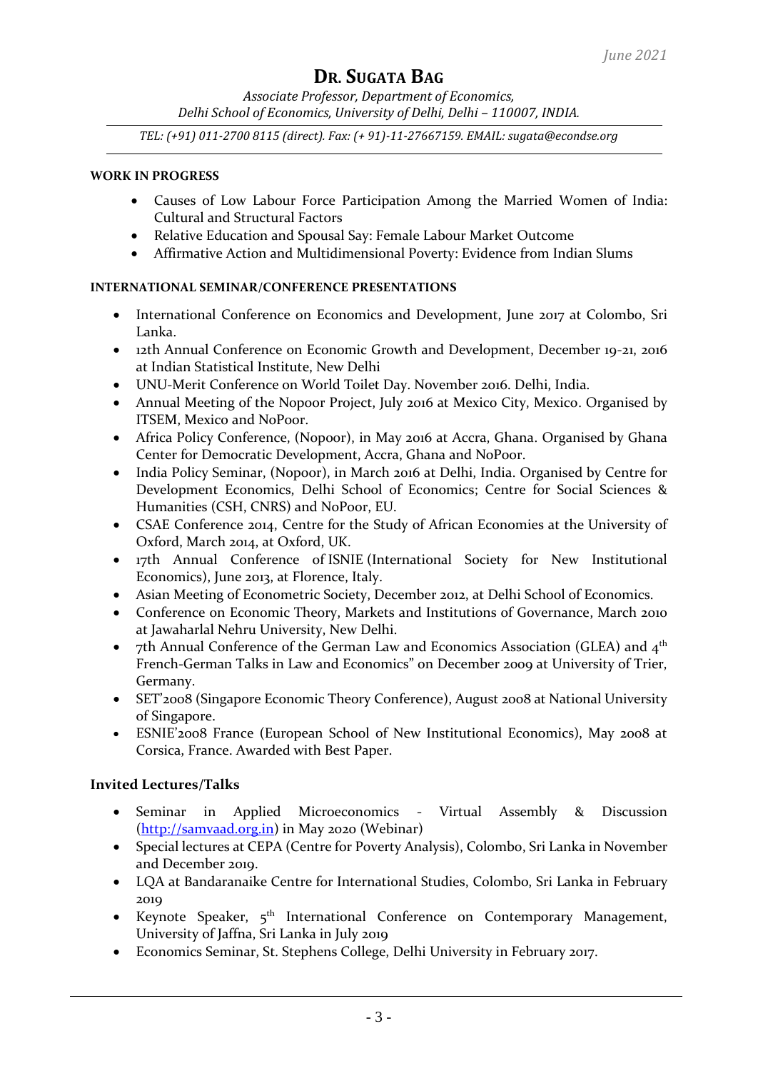*June 2021*

# DR. SUGATA BAG

*Associate Professor, Department of Economics,*
*Delhi School of Economics, University of Delhi, Delhi – 110007, INDIA.*

*TEL: (+91) 011-2700 8115 (direct). Fax: (+ 91)-11-27667159. EMAIL: sugata@econdse.org*

**WORK IN PROGRESS**

- Causes of Low Labour Force Participation Among the Married Women of India: Cultural and Structural Factors
- Relative Education and Spousal Say: Female Labour Market Outcome
- Affirmative Action and Multidimensional Poverty: Evidence from Indian Slums

**INTERNATIONAL SEMINAR/CONFERENCE PRESENTATIONS**

- International Conference on Economics and Development, June 2017 at Colombo, Sri Lanka.
- 12th Annual Conference on Economic Growth and Development, December 19-21, 2016 at Indian Statistical Institute, New Delhi
- UNU-Merit Conference on World Toilet Day. November 2016. Delhi, India.
- Annual Meeting of the Nopoor Project, July 2016 at Mexico City, Mexico. Organised by ITSEM, Mexico and NoPoor.
- Africa Policy Conference, (Nopoor), in May 2016 at Accra, Ghana. Organised by Ghana Center for Democratic Development, Accra, Ghana and NoPoor.
- India Policy Seminar, (Nopoor), in March 2016 at Delhi, India. Organised by Centre for Development Economics, Delhi School of Economics; Centre for Social Sciences & Humanities (CSH, CNRS) and NoPoor, EU.
- CSAE Conference 2014, Centre for the Study of African Economies at the University of Oxford, March 2014, at Oxford, UK.
- 17th Annual Conference of ISNIE (International Society for New Institutional Economics), June 2013, at Florence, Italy.
- Asian Meeting of Econometric Society, December 2012, at Delhi School of Economics.
- Conference on Economic Theory, Markets and Institutions of Governance, March 2010 at Jawaharlal Nehru University, New Delhi.
- 7th Annual Conference of the German Law and Economics Association (GLEA) and 4th French-German Talks in Law and Economics" on December 2009 at University of Trier, Germany.
- SET'2008 (Singapore Economic Theory Conference), August 2008 at National University of Singapore.
- ESNIE'2008 France (European School of New Institutional Economics), May 2008 at Corsica, France. Awarded with Best Paper.

**Invited Lectures/Talks**

- Seminar in Applied Microeconomics - Virtual Assembly & Discussion (http://samvaad.org.in) in May 2020 (Webinar)
- Special lectures at CEPA (Centre for Poverty Analysis), Colombo, Sri Lanka in November and December 2019.
- LQA at Bandaranaike Centre for International Studies, Colombo, Sri Lanka in February 2019
- Keynote Speaker, 5th International Conference on Contemporary Management, University of Jaffna, Sri Lanka in July 2019
- Economics Seminar, St. Stephens College, Delhi University in February 2017.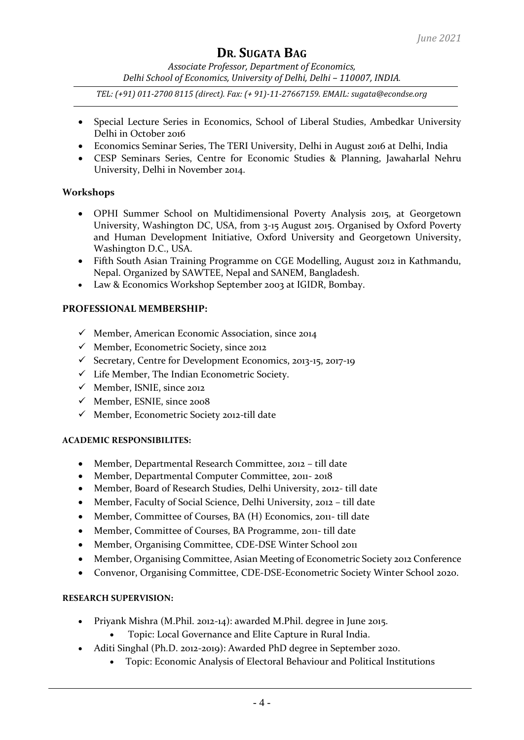- Special Lecture Series in Economics, School of Liberal Studies, Ambedkar University Delhi in October 2016
- Economics Seminar Series, The TERI University, Delhi in August 2016 at Delhi, India
- CESP Seminars Series, Centre for Economic Studies & Planning, Jawaharlal Nehru University, Delhi in November 2014.

### Workshops

- OPHI Summer School on Multidimensional Poverty Analysis 2015, at Georgetown University, Washington DC, USA, from 3-15 August 2015. Organised by Oxford Poverty and Human Development Initiative, Oxford University and Georgetown University, Washington D.C., USA.
- Fifth South Asian Training Programme on CGE Modelling, August 2012 in Kathmandu, Nepal. Organized by SAWTEE, Nepal and SANEM, Bangladesh.
- Law & Economics Workshop September 2003 at IGIDR, Bombay.

### PROFESSIONAL MEMBERSHIP:

- ✓ Member, American Economic Association, since 2014
- ✓ Member, Econometric Society, since 2012
- ✓ Secretary, Centre for Development Economics, 2013-15, 2017-19
- ✓ Life Member, The Indian Econometric Society.
- ✓ Member, ISNIE, since 2012
- ✓ Member, ESNIE, since 2008
- ✓ Member, Econometric Society 2012-till date

### ACADEMIC RESPONSIBILITES:

- Member, Departmental Research Committee, 2012 – till date
- Member, Departmental Computer Committee, 2011- 2018
- Member, Board of Research Studies, Delhi University, 2012- till date
- Member, Faculty of Social Science, Delhi University, 2012 – till date
- Member, Committee of Courses, BA (H) Economics, 2011- till date
- Member, Committee of Courses, BA Programme, 2011- till date
- Member, Organising Committee, CDE-DSE Winter School 2011
- Member, Organising Committee, Asian Meeting of Econometric Society 2012 Conference
- Convenor, Organising Committee, CDE-DSE-Econometric Society Winter School 2020.

### RESEARCH SUPERVISION:

- Priyank Mishra (M.Phil. 2012-14): awarded M.Phil. degree in June 2015.
  - Topic: Local Governance and Elite Capture in Rural India.
- Aditi Singhal (Ph.D. 2012-2019): Awarded PhD degree in September 2020.
  - Topic: Economic Analysis of Electoral Behaviour and Political Institutions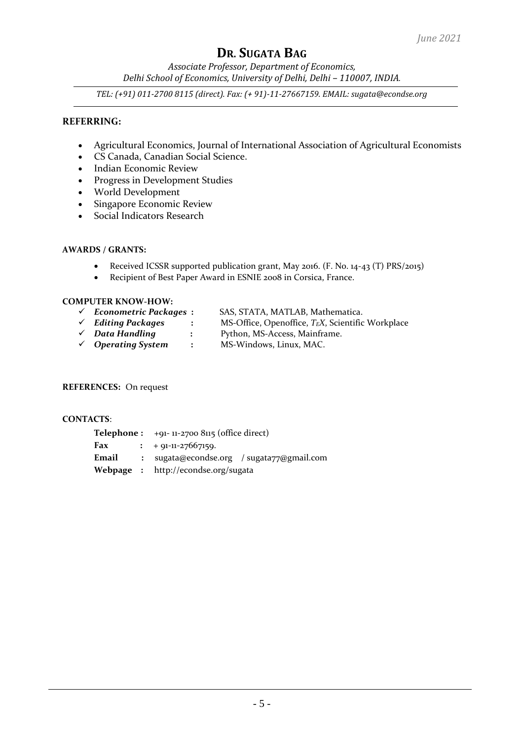*June 2021*

# DR. SUGATA BAG

*Associate Professor, Department of Economics,*
*Delhi School of Economics, University of Delhi, Delhi – 110007, INDIA.*

*TEL: (+91) 011-2700 8115 (direct). Fax: (+ 91)-11-27667159. EMAIL: sugata@econdse.org*

## REFERRING:

- Agricultural Economics, Journal of International Association of Agricultural Economists
- CS Canada, Canadian Social Science.
- Indian Economic Review
- Progress in Development Studies
- World Development
- Singapore Economic Review
- Social Indicators Research

## AWARDS / GRANTS:

- Received ICSSR supported publication grant, May 2016. (F. No. 14-43 (T) PRS/2015)
- Recipient of Best Paper Award in ESNIE 2008 in Corsica, France.

## COMPUTER KNOW-HOW:

- ✓ ***Econometric Packages*** **:** SAS, STATA, MATLAB, Mathematica.
- ✓ ***Editing Packages*** **:** MS-Office, Openoffice, *TEX*, Scientific Workplace
- ✓ ***Data Handling*** **:** Python, MS-Access, Mainframe.
- ✓ ***Operating System*** **:** MS-Windows, Linux, MAC.

**REFERENCES:** On request

## CONTACTS:

**Telephone :** +91- 11-2700 8115 (office direct)
**Fax :** + 91-11-27667159.
**Email :** sugata@econdse.org / sugata77@gmail.com
**Webpage :** http://econdse.org/sugata